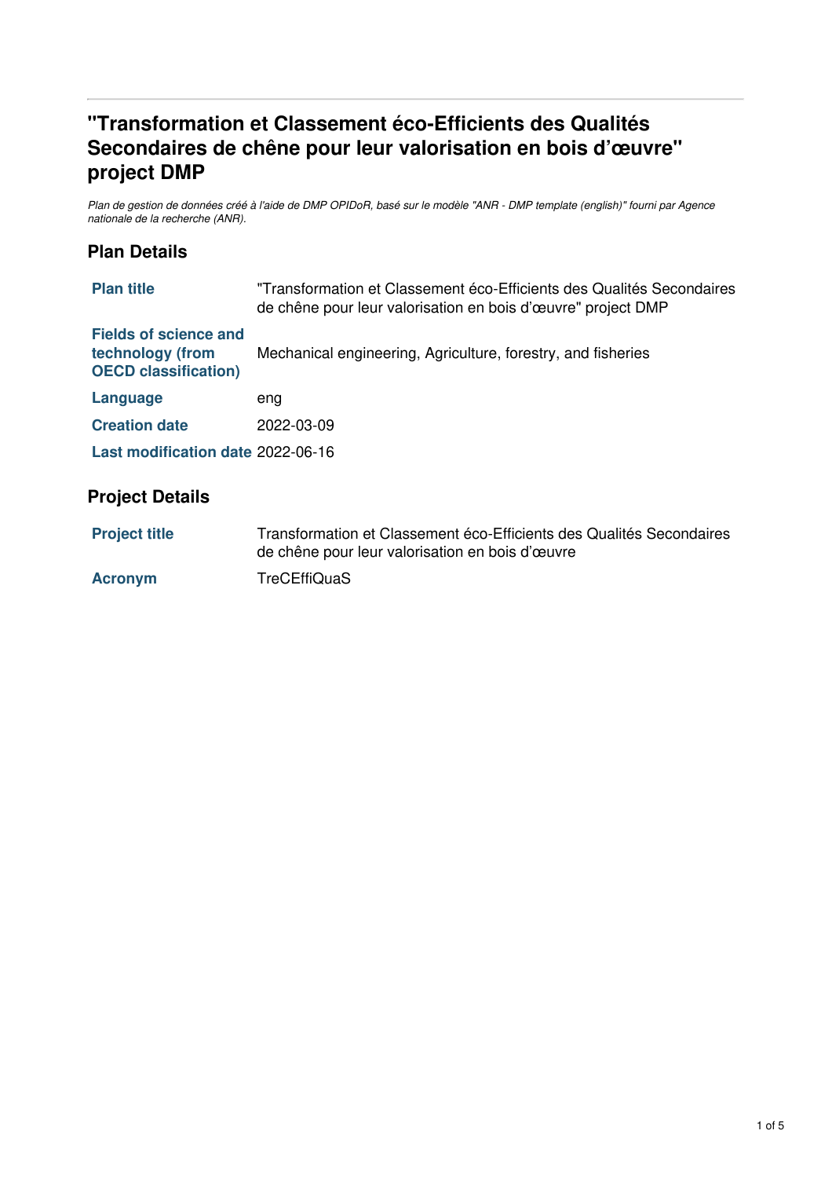# "Transformation et Classement éco-Efficients des Qualités Secondaires de chêne pour leur valorisation en bois d'œuvre" project DMP

*Plan de gestion de données créé à l'aide de DMP OPIDoR, basé sur le modèle "ANR - DMP template (english)" fourni par Agence nationale de la recherche (ANR).*

## Plan Details

| | |
|---|---|
| **Plan title** | "Transformation et Classement éco-Efficients des Qualités Secondaires de chêne pour leur valorisation en bois d'œuvre" project DMP |
| **Fields of science and technology (from OECD classification)** | Mechanical engineering, Agriculture, forestry, and fisheries |
| **Language** | eng |
| **Creation date** | 2022-03-09 |
| **Last modification date** | 2022-06-16 |

## Project Details

| | |
|---|---|
| **Project title** | Transformation et Classement éco-Efficients des Qualités Secondaires de chêne pour leur valorisation en bois d'œuvre |
| **Acronym** | TreCEffiQuaS |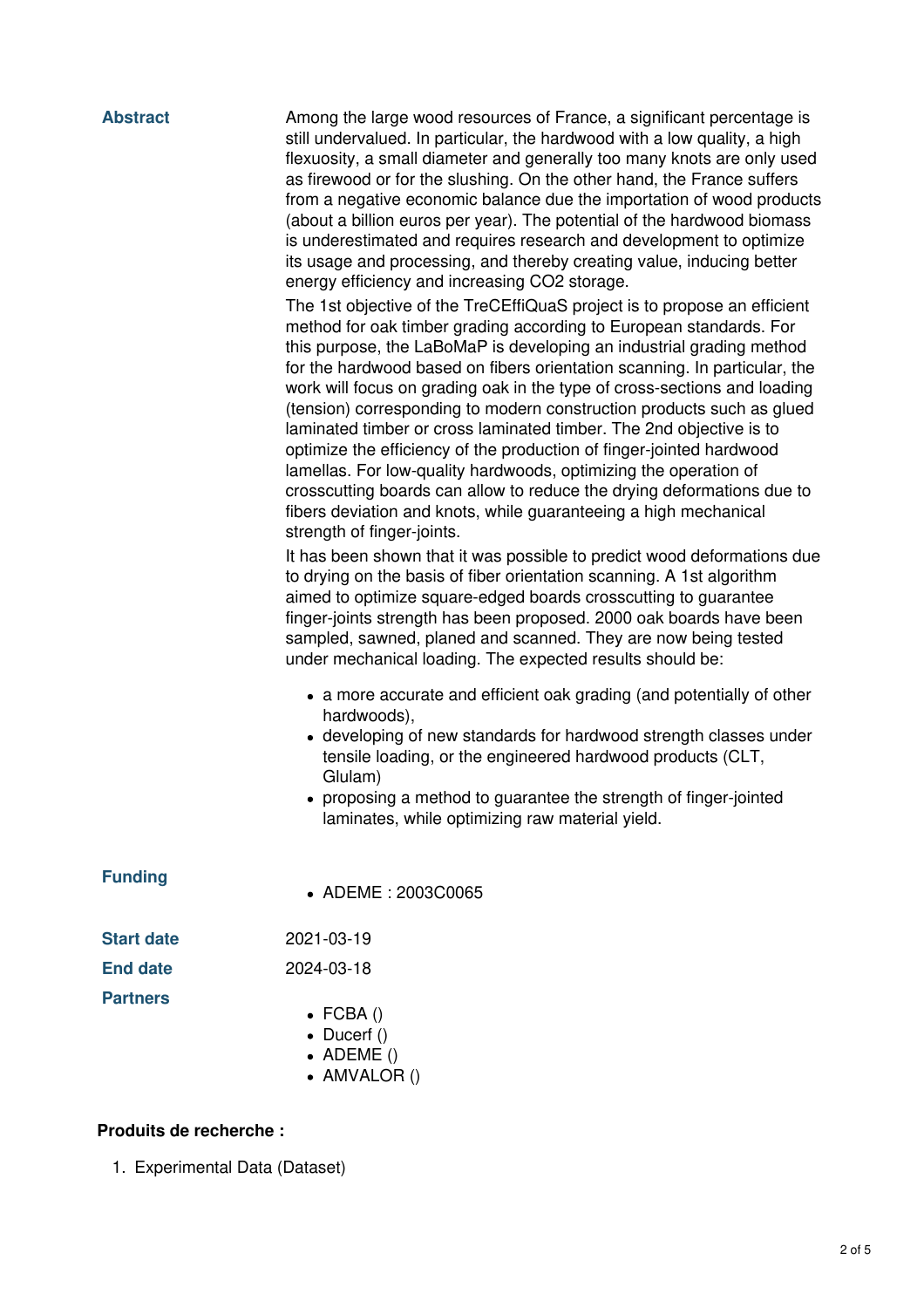**Abstract**

Among the large wood resources of France, a significant percentage is still undervalued. In particular, the hardwood with a low quality, a high flexuosity, a small diameter and generally too many knots are only used as firewood or for the slushing. On the other hand, the France suffers from a negative economic balance due the importation of wood products (about a billion euros per year). The potential of the hardwood biomass is underestimated and requires research and development to optimize its usage and processing, and thereby creating value, inducing better energy efficiency and increasing CO2 storage.

The 1st objective of the TreCEffiQuaS project is to propose an efficient method for oak timber grading according to European standards. For this purpose, the LaBoMaP is developing an industrial grading method for the hardwood based on fibers orientation scanning. In particular, the work will focus on grading oak in the type of cross-sections and loading (tension) corresponding to modern construction products such as glued laminated timber or cross laminated timber. The 2nd objective is to optimize the efficiency of the production of finger-jointed hardwood lamellas. For low-quality hardwoods, optimizing the operation of crosscutting boards can allow to reduce the drying deformations due to fibers deviation and knots, while guaranteeing a high mechanical strength of finger-joints.

It has been shown that it was possible to predict wood deformations due to drying on the basis of fiber orientation scanning. A 1st algorithm aimed to optimize square-edged boards crosscutting to guarantee finger-joints strength has been proposed. 2000 oak boards have been sampled, sawned, planed and scanned. They are now being tested under mechanical loading. The expected results should be:

- a more accurate and efficient oak grading (and potentially of other hardwoods),
- developing of new standards for hardwood strength classes under tensile loading, or the engineered hardwood products (CLT, Glulam)
- proposing a method to guarantee the strength of finger-jointed laminates, while optimizing raw material yield.

**Funding**

- ADEME : 2003C0065

**Start date** 2021-03-19

**End date** 2024-03-18

**Partners**

- FCBA ()
- Ducerf ()
- ADEME ()
- AMVALOR ()

**Produits de recherche :**

1. Experimental Data (Dataset)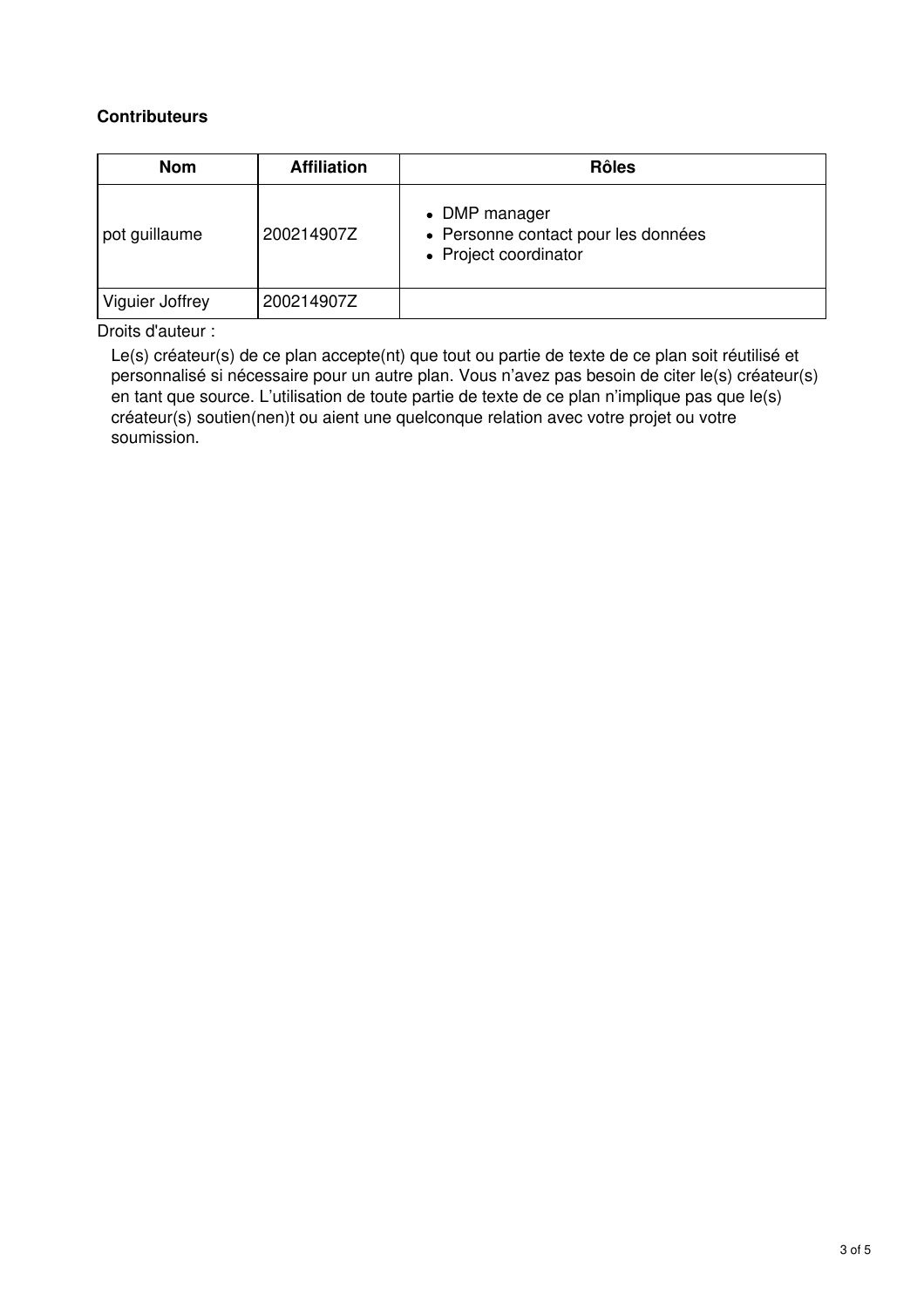**Contributeurs**

| Nom | Affiliation | Rôles |
| --- | --- | --- |
| pot guillaume | 200214907Z | • DMP manager<br>• Personne contact pour les données<br>• Project coordinator |
| Viguier Joffrey | 200214907Z | |

Droits d'auteur :

Le(s) créateur(s) de ce plan accepte(nt) que tout ou partie de texte de ce plan soit réutilisé et personnalisé si nécessaire pour un autre plan. Vous n'avez pas besoin de citer le(s) créateur(s) en tant que source. L'utilisation de toute partie de texte de ce plan n'implique pas que le(s) créateur(s) soutien(nen)t ou aient une quelconque relation avec votre projet ou votre soumission.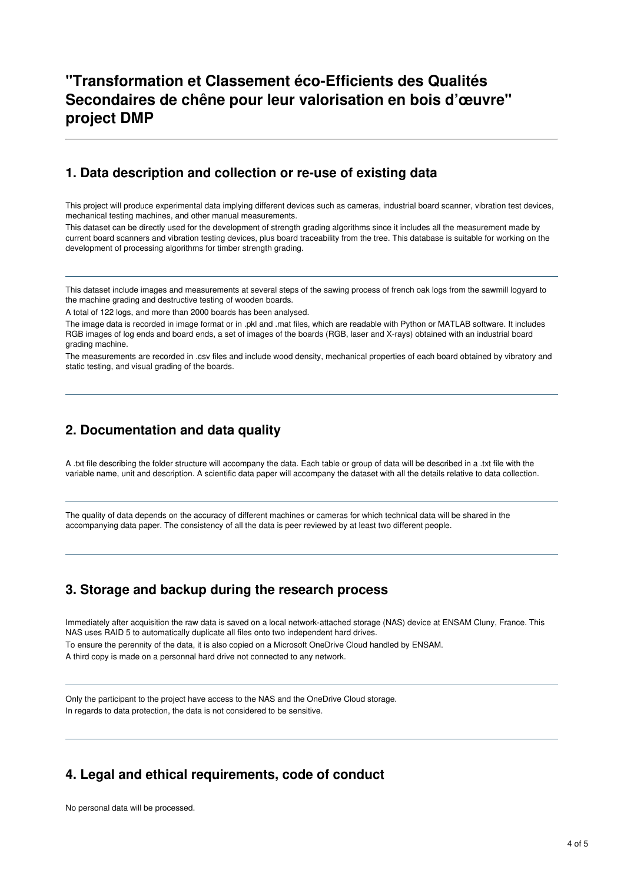# "Transformation et Classement éco-Efficients des Qualités Secondaires de chêne pour leur valorisation en bois d'œuvre" project DMP

## 1. Data description and collection or re-use of existing data

This project will produce experimental data implying different devices such as cameras, industrial board scanner, vibration test devices, mechanical testing machines, and other manual measurements.

This dataset can be directly used for the development of strength grading algorithms since it includes all the measurement made by current board scanners and vibration testing devices, plus board traceability from the tree. This database is suitable for working on the development of processing algorithms for timber strength grading.

---

This dataset include images and measurements at several steps of the sawing process of french oak logs from the sawmill logyard to the machine grading and destructive testing of wooden boards.

A total of 122 logs, and more than 2000 boards has been analysed.

The image data is recorded in image format or in .pkl and .mat files, which are readable with Python or MATLAB software. It includes RGB images of log ends and board ends, a set of images of the boards (RGB, laser and X-rays) obtained with an industrial board grading machine.

The measurements are recorded in .csv files and include wood density, mechanical properties of each board obtained by vibratory and static testing, and visual grading of the boards.

---

## 2. Documentation and data quality

A .txt file describing the folder structure will accompany the data. Each table or group of data will be described in a .txt file with the variable name, unit and description. A scientific data paper will accompany the dataset with all the details relative to data collection.

---

The quality of data depends on the accuracy of different machines or cameras for which technical data will be shared in the accompanying data paper. The consistency of all the data is peer reviewed by at least two different people.

---

## 3. Storage and backup during the research process

Immediately after acquisition the raw data is saved on a local network-attached storage (NAS) device at ENSAM Cluny, France. This NAS uses RAID 5 to automatically duplicate all files onto two independent hard drives.

To ensure the perennity of the data, it is also copied on a Microsoft OneDrive Cloud handled by ENSAM.

A third copy is made on a personnal hard drive not connected to any network.

---

Only the participant to the project have access to the NAS and the OneDrive Cloud storage.

In regards to data protection, the data is not considered to be sensitive.

---

## 4. Legal and ethical requirements, code of conduct

No personal data will be processed.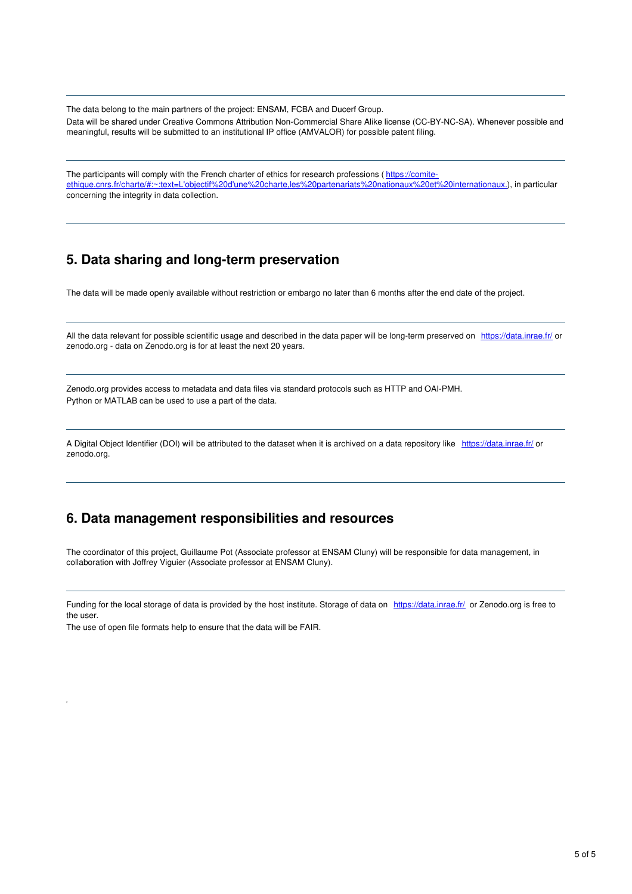The data belong to the main partners of the project: ENSAM, FCBA and Ducerf Group.

Data will be shared under Creative Commons Attribution Non-Commercial Share Alike license (CC-BY-NC-SA). Whenever possible and meaningful, results will be submitted to an institutional IP office (AMVALOR) for possible patent filing.

---

The participants will comply with the French charter of ethics for research professions ( https://comite-ethique.cnrs.fr/charte/#:~:text=L'objectif%20d'une%20charte,les%20partenariats%20nationaux%20et%20internationaux.), in particular concerning the integrity in data collection.

---

## 5. Data sharing and long-term preservation

The data will be made openly available without restriction or embargo no later than 6 months after the end date of the project.

---

All the data relevant for possible scientific usage and described in the data paper will be long-term preserved on https://data.inrae.fr/ or zenodo.org - data on Zenodo.org is for at least the next 20 years.

---

Zenodo.org provides access to metadata and data files via standard protocols such as HTTP and OAI-PMH.

Python or MATLAB can be used to use a part of the data.

---

A Digital Object Identifier (DOI) will be attributed to the dataset when it is archived on a data repository like https://data.inrae.fr/ or zenodo.org.

---

## 6. Data management responsibilities and resources

The coordinator of this project, Guillaume Pot (Associate professor at ENSAM Cluny) will be responsible for data management, in collaboration with Joffrey Viguier (Associate professor at ENSAM Cluny).

---

Funding for the local storage of data is provided by the host institute. Storage of data on https://data.inrae.fr/ or Zenodo.org is free to the user.

The use of open file formats help to ensure that the data will be FAIR.